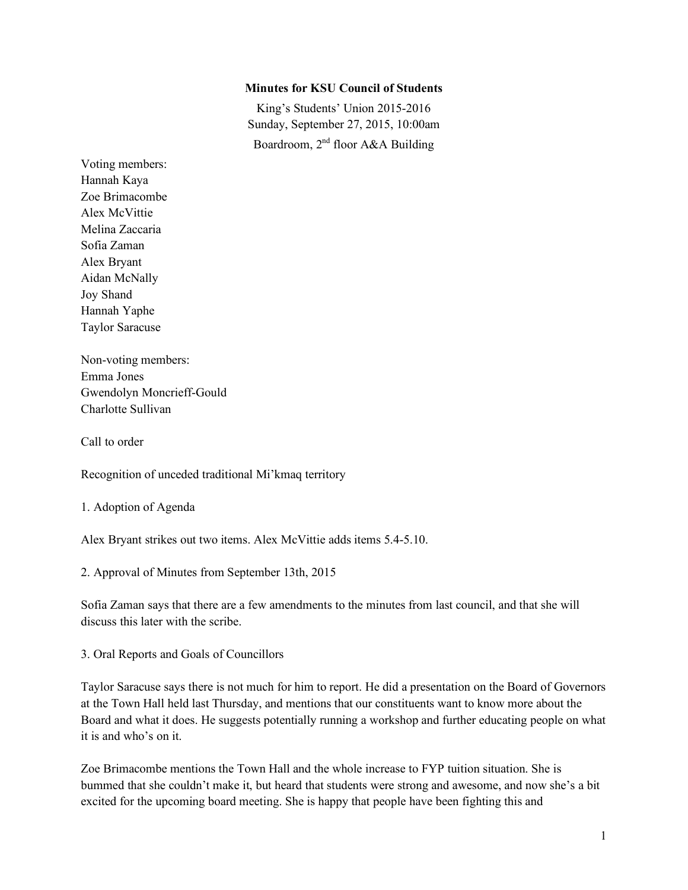**Minutes for KSU Council of Students**

King's Students' Union 2015-2016
Sunday, September 27, 2015, 10:00am
Boardroom, 2nd floor A&A Building

Voting members:
Hannah Kaya
Zoe Brimacombe
Alex McVittie
Melina Zaccaria
Sofia Zaman
Alex Bryant
Aidan McNally
Joy Shand
Hannah Yaphe
Taylor Saracuse

Non-voting members:
Emma Jones
Gwendolyn Moncrieff-Gould
Charlotte Sullivan

Call to order

Recognition of unceded traditional Mi'kmaq territory

1. Adoption of Agenda

Alex Bryant strikes out two items. Alex McVittie adds items 5.4-5.10.

2. Approval of Minutes from September 13th, 2015

Sofia Zaman says that there are a few amendments to the minutes from last council, and that she will discuss this later with the scribe.

3. Oral Reports and Goals of Councillors

Taylor Saracuse says there is not much for him to report. He did a presentation on the Board of Governors at the Town Hall held last Thursday, and mentions that our constituents want to know more about the Board and what it does. He suggests potentially running a workshop and further educating people on what it is and who's on it.

Zoe Brimacombe mentions the Town Hall and the whole increase to FYP tuition situation. She is bummed that she couldn't make it, but heard that students were strong and awesome, and now she's a bit excited for the upcoming board meeting. She is happy that people have been fighting this and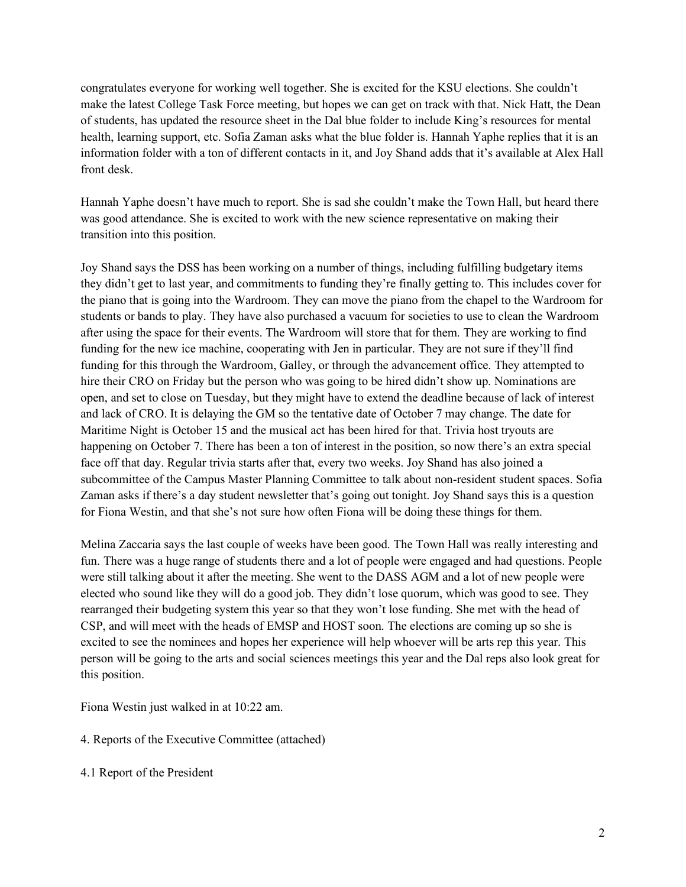congratulates everyone for working well together. She is excited for the KSU elections. She couldn't make the latest College Task Force meeting, but hopes we can get on track with that. Nick Hatt, the Dean of students, has updated the resource sheet in the Dal blue folder to include King's resources for mental health, learning support, etc. Sofia Zaman asks what the blue folder is. Hannah Yaphe replies that it is an information folder with a ton of different contacts in it, and Joy Shand adds that it's available at Alex Hall front desk.

Hannah Yaphe doesn't have much to report. She is sad she couldn't make the Town Hall, but heard there was good attendance. She is excited to work with the new science representative on making their transition into this position.

Joy Shand says the DSS has been working on a number of things, including fulfilling budgetary items they didn't get to last year, and commitments to funding they're finally getting to. This includes cover for the piano that is going into the Wardroom. They can move the piano from the chapel to the Wardroom for students or bands to play. They have also purchased a vacuum for societies to use to clean the Wardroom after using the space for their events. The Wardroom will store that for them. They are working to find funding for the new ice machine, cooperating with Jen in particular. They are not sure if they'll find funding for this through the Wardroom, Galley, or through the advancement office. They attempted to hire their CRO on Friday but the person who was going to be hired didn't show up. Nominations are open, and set to close on Tuesday, but they might have to extend the deadline because of lack of interest and lack of CRO. It is delaying the GM so the tentative date of October 7 may change. The date for Maritime Night is October 15 and the musical act has been hired for that. Trivia host tryouts are happening on October 7. There has been a ton of interest in the position, so now there's an extra special face off that day. Regular trivia starts after that, every two weeks. Joy Shand has also joined a subcommittee of the Campus Master Planning Committee to talk about non-resident student spaces. Sofia Zaman asks if there's a day student newsletter that's going out tonight. Joy Shand says this is a question for Fiona Westin, and that she's not sure how often Fiona will be doing these things for them.

Melina Zaccaria says the last couple of weeks have been good. The Town Hall was really interesting and fun. There was a huge range of students there and a lot of people were engaged and had questions. People were still talking about it after the meeting. She went to the DASS AGM and a lot of new people were elected who sound like they will do a good job. They didn't lose quorum, which was good to see. They rearranged their budgeting system this year so that they won't lose funding. She met with the head of CSP, and will meet with the heads of EMSP and HOST soon. The elections are coming up so she is excited to see the nominees and hopes her experience will help whoever will be arts rep this year. This person will be going to the arts and social sciences meetings this year and the Dal reps also look great for this position.

Fiona Westin just walked in at 10:22 am.

4. Reports of the Executive Committee (attached)

4.1 Report of the President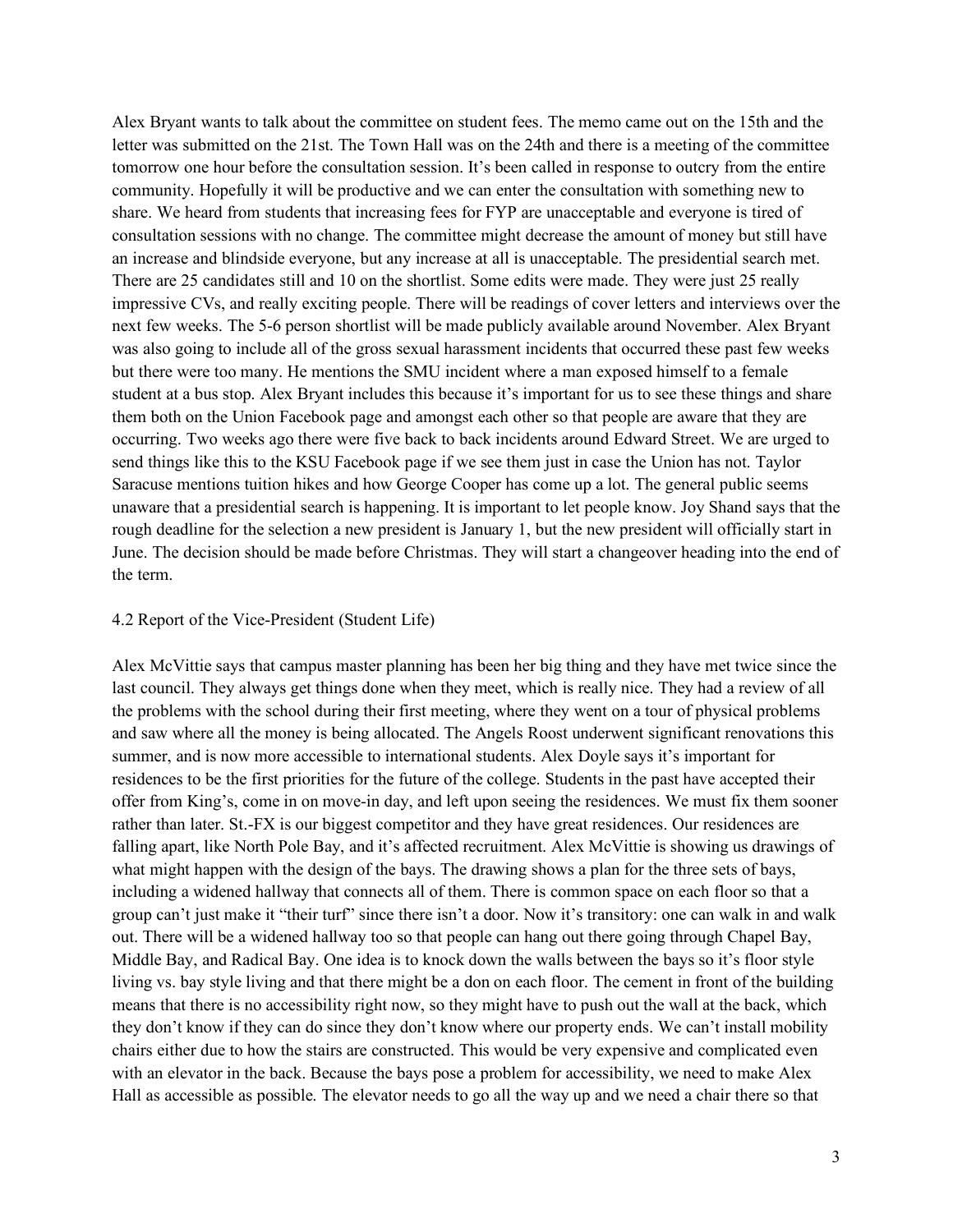Alex Bryant wants to talk about the committee on student fees. The memo came out on the 15th and the letter was submitted on the 21st. The Town Hall was on the 24th and there is a meeting of the committee tomorrow one hour before the consultation session. It's been called in response to outcry from the entire community. Hopefully it will be productive and we can enter the consultation with something new to share. We heard from students that increasing fees for FYP are unacceptable and everyone is tired of consultation sessions with no change. The committee might decrease the amount of money but still have an increase and blindside everyone, but any increase at all is unacceptable. The presidential search met. There are 25 candidates still and 10 on the shortlist. Some edits were made. They were just 25 really impressive CVs, and really exciting people. There will be readings of cover letters and interviews over the next few weeks. The 5-6 person shortlist will be made publicly available around November. Alex Bryant was also going to include all of the gross sexual harassment incidents that occurred these past few weeks but there were too many. He mentions the SMU incident where a man exposed himself to a female student at a bus stop. Alex Bryant includes this because it's important for us to see these things and share them both on the Union Facebook page and amongst each other so that people are aware that they are occurring. Two weeks ago there were five back to back incidents around Edward Street. We are urged to send things like this to the KSU Facebook page if we see them just in case the Union has not. Taylor Saracuse mentions tuition hikes and how George Cooper has come up a lot. The general public seems unaware that a presidential search is happening. It is important to let people know. Joy Shand says that the rough deadline for the selection a new president is January 1, but the new president will officially start in June. The decision should be made before Christmas. They will start a changeover heading into the end of the term.

4.2 Report of the Vice-President (Student Life)

Alex McVittie says that campus master planning has been her big thing and they have met twice since the last council. They always get things done when they meet, which is really nice. They had a review of all the problems with the school during their first meeting, where they went on a tour of physical problems and saw where all the money is being allocated. The Angels Roost underwent significant renovations this summer, and is now more accessible to international students. Alex Doyle says it's important for residences to be the first priorities for the future of the college. Students in the past have accepted their offer from King's, come in on move-in day, and left upon seeing the residences. We must fix them sooner rather than later. St.-FX is our biggest competitor and they have great residences. Our residences are falling apart, like North Pole Bay, and it's affected recruitment. Alex McVittie is showing us drawings of what might happen with the design of the bays. The drawing shows a plan for the three sets of bays, including a widened hallway that connects all of them. There is common space on each floor so that a group can't just make it "their turf" since there isn't a door. Now it's transitory: one can walk in and walk out. There will be a widened hallway too so that people can hang out there going through Chapel Bay, Middle Bay, and Radical Bay. One idea is to knock down the walls between the bays so it's floor style living vs. bay style living and that there might be a don on each floor. The cement in front of the building means that there is no accessibility right now, so they might have to push out the wall at the back, which they don't know if they can do since they don't know where our property ends. We can't install mobility chairs either due to how the stairs are constructed. This would be very expensive and complicated even with an elevator in the back. Because the bays pose a problem for accessibility, we need to make Alex Hall as accessible as possible. The elevator needs to go all the way up and we need a chair there so that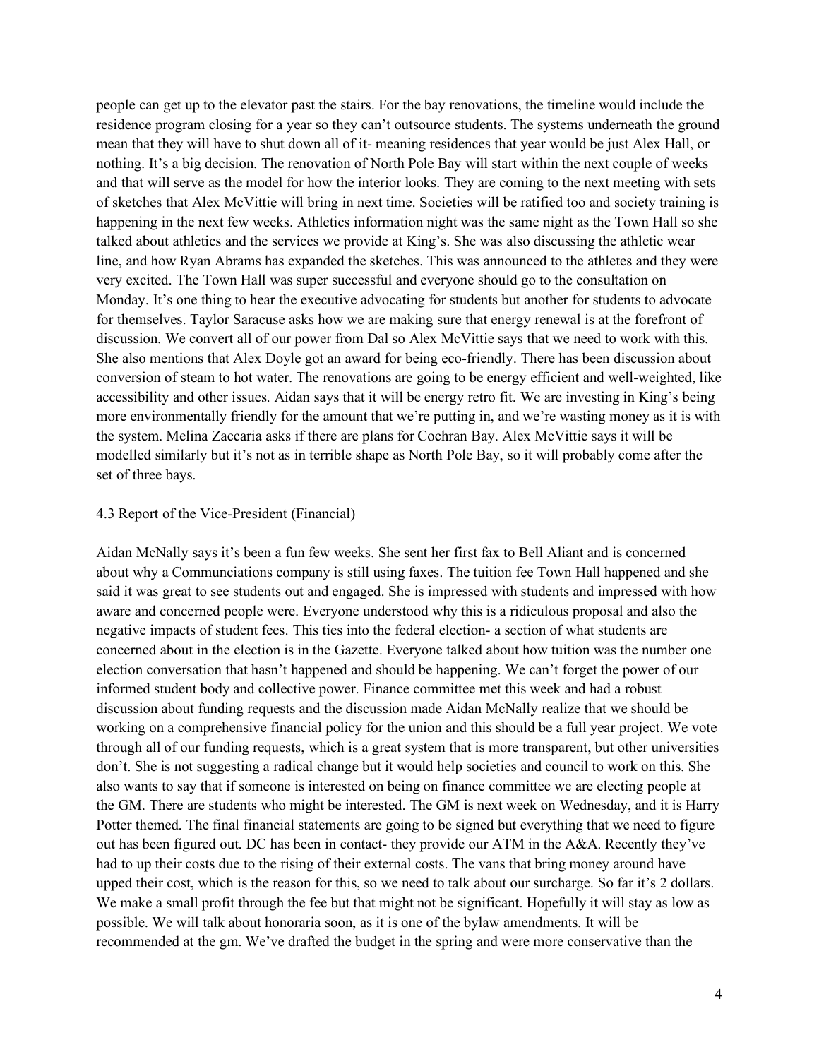people can get up to the elevator past the stairs. For the bay renovations, the timeline would include the residence program closing for a year so they can't outsource students. The systems underneath the ground mean that they will have to shut down all of it- meaning residences that year would be just Alex Hall, or nothing. It's a big decision. The renovation of North Pole Bay will start within the next couple of weeks and that will serve as the model for how the interior looks. They are coming to the next meeting with sets of sketches that Alex McVittie will bring in next time. Societies will be ratified too and society training is happening in the next few weeks. Athletics information night was the same night as the Town Hall so she talked about athletics and the services we provide at King's. She was also discussing the athletic wear line, and how Ryan Abrams has expanded the sketches. This was announced to the athletes and they were very excited. The Town Hall was super successful and everyone should go to the consultation on Monday. It's one thing to hear the executive advocating for students but another for students to advocate for themselves. Taylor Saracuse asks how we are making sure that energy renewal is at the forefront of discussion. We convert all of our power from Dal so Alex McVittie says that we need to work with this. She also mentions that Alex Doyle got an award for being eco-friendly. There has been discussion about conversion of steam to hot water. The renovations are going to be energy efficient and well-weighted, like accessibility and other issues. Aidan says that it will be energy retro fit. We are investing in King's being more environmentally friendly for the amount that we're putting in, and we're wasting money as it is with the system. Melina Zaccaria asks if there are plans for Cochran Bay. Alex McVittie says it will be modelled similarly but it's not as in terrible shape as North Pole Bay, so it will probably come after the set of three bays.

4.3 Report of the Vice-President (Financial)

Aidan McNally says it's been a fun few weeks. She sent her first fax to Bell Aliant and is concerned about why a Communciations company is still using faxes. The tuition fee Town Hall happened and she said it was great to see students out and engaged. She is impressed with students and impressed with how aware and concerned people were. Everyone understood why this is a ridiculous proposal and also the negative impacts of student fees. This ties into the federal election- a section of what students are concerned about in the election is in the Gazette. Everyone talked about how tuition was the number one election conversation that hasn't happened and should be happening. We can't forget the power of our informed student body and collective power. Finance committee met this week and had a robust discussion about funding requests and the discussion made Aidan McNally realize that we should be working on a comprehensive financial policy for the union and this should be a full year project. We vote through all of our funding requests, which is a great system that is more transparent, but other universities don't. She is not suggesting a radical change but it would help societies and council to work on this. She also wants to say that if someone is interested on being on finance committee we are electing people at the GM. There are students who might be interested. The GM is next week on Wednesday, and it is Harry Potter themed. The final financial statements are going to be signed but everything that we need to figure out has been figured out. DC has been in contact- they provide our ATM in the A&A. Recently they've had to up their costs due to the rising of their external costs. The vans that bring money around have upped their cost, which is the reason for this, so we need to talk about our surcharge. So far it's 2 dollars. We make a small profit through the fee but that might not be significant. Hopefully it will stay as low as possible. We will talk about honoraria soon, as it is one of the bylaw amendments. It will be recommended at the gm. We've drafted the budget in the spring and were more conservative than the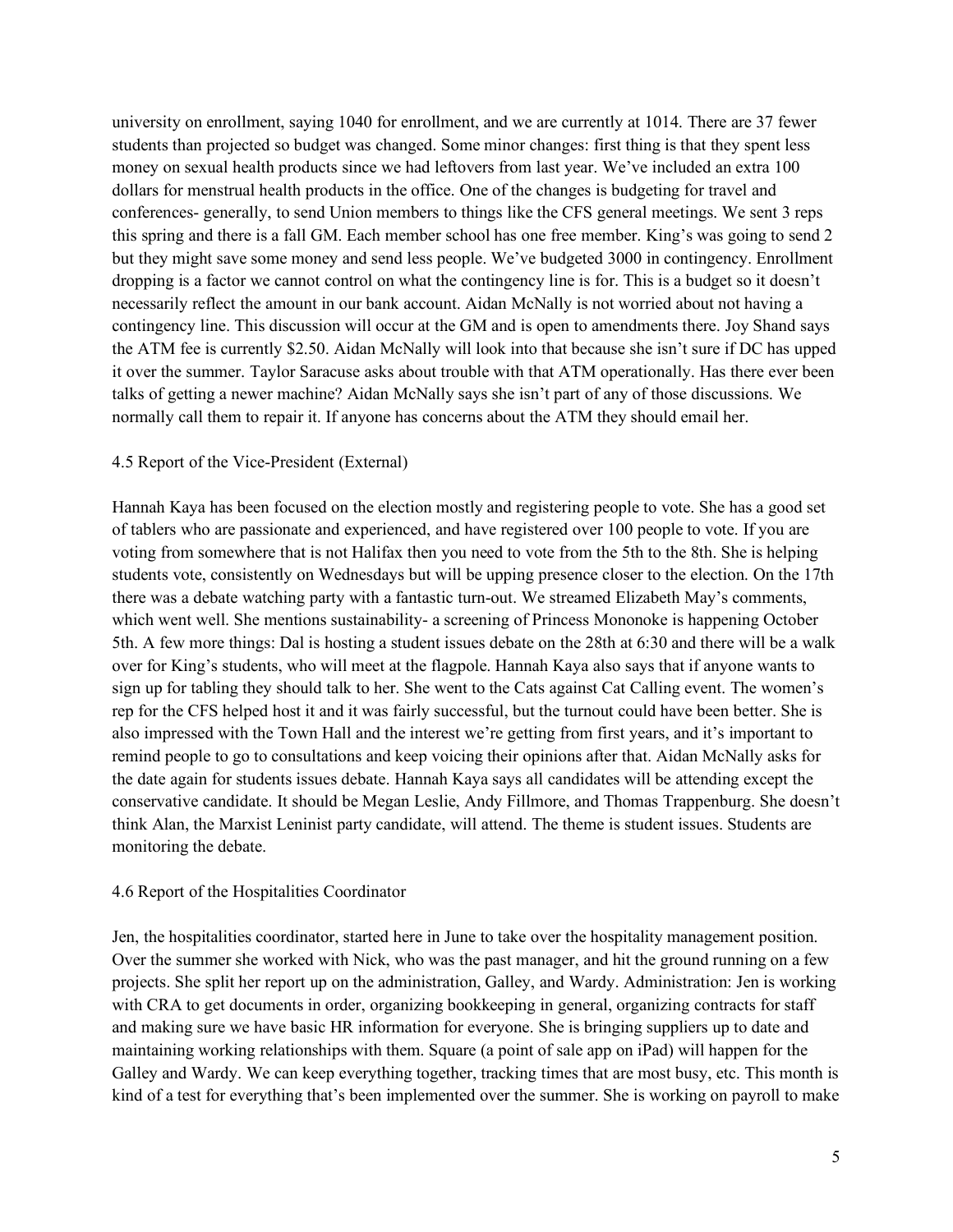university on enrollment, saying 1040 for enrollment, and we are currently at 1014. There are 37 fewer students than projected so budget was changed. Some minor changes: first thing is that they spent less money on sexual health products since we had leftovers from last year. We've included an extra 100 dollars for menstrual health products in the office. One of the changes is budgeting for travel and conferences- generally, to send Union members to things like the CFS general meetings. We sent 3 reps this spring and there is a fall GM. Each member school has one free member. King's was going to send 2 but they might save some money and send less people. We've budgeted 3000 in contingency. Enrollment dropping is a factor we cannot control on what the contingency line is for. This is a budget so it doesn't necessarily reflect the amount in our bank account. Aidan McNally is not worried about not having a contingency line. This discussion will occur at the GM and is open to amendments there. Joy Shand says the ATM fee is currently $2.50. Aidan McNally will look into that because she isn't sure if DC has upped it over the summer. Taylor Saracuse asks about trouble with that ATM operationally. Has there ever been talks of getting a newer machine? Aidan McNally says she isn't part of any of those discussions. We normally call them to repair it. If anyone has concerns about the ATM they should email her.

### 4.5 Report of the Vice-President (External)

Hannah Kaya has been focused on the election mostly and registering people to vote. She has a good set of tablers who are passionate and experienced, and have registered over 100 people to vote. If you are voting from somewhere that is not Halifax then you need to vote from the 5th to the 8th. She is helping students vote, consistently on Wednesdays but will be upping presence closer to the election. On the 17th there was a debate watching party with a fantastic turn-out. We streamed Elizabeth May's comments, which went well. She mentions sustainability- a screening of Princess Mononoke is happening October 5th. A few more things: Dal is hosting a student issues debate on the 28th at 6:30 and there will be a walk over for King's students, who will meet at the flagpole. Hannah Kaya also says that if anyone wants to sign up for tabling they should talk to her. She went to the Cats against Cat Calling event. The women's rep for the CFS helped host it and it was fairly successful, but the turnout could have been better. She is also impressed with the Town Hall and the interest we're getting from first years, and it's important to remind people to go to consultations and keep voicing their opinions after that. Aidan McNally asks for the date again for students issues debate. Hannah Kaya says all candidates will be attending except the conservative candidate. It should be Megan Leslie, Andy Fillmore, and Thomas Trappenburg. She doesn't think Alan, the Marxist Leninist party candidate, will attend. The theme is student issues. Students are monitoring the debate.

### 4.6 Report of the Hospitalities Coordinator

Jen, the hospitalities coordinator, started here in June to take over the hospitality management position. Over the summer she worked with Nick, who was the past manager, and hit the ground running on a few projects. She split her report up on the administration, Galley, and Wardy. Administration: Jen is working with CRA to get documents in order, organizing bookkeeping in general, organizing contracts for staff and making sure we have basic HR information for everyone. She is bringing suppliers up to date and maintaining working relationships with them. Square (a point of sale app on iPad) will happen for the Galley and Wardy. We can keep everything together, tracking times that are most busy, etc. This month is kind of a test for everything that's been implemented over the summer. She is working on payroll to make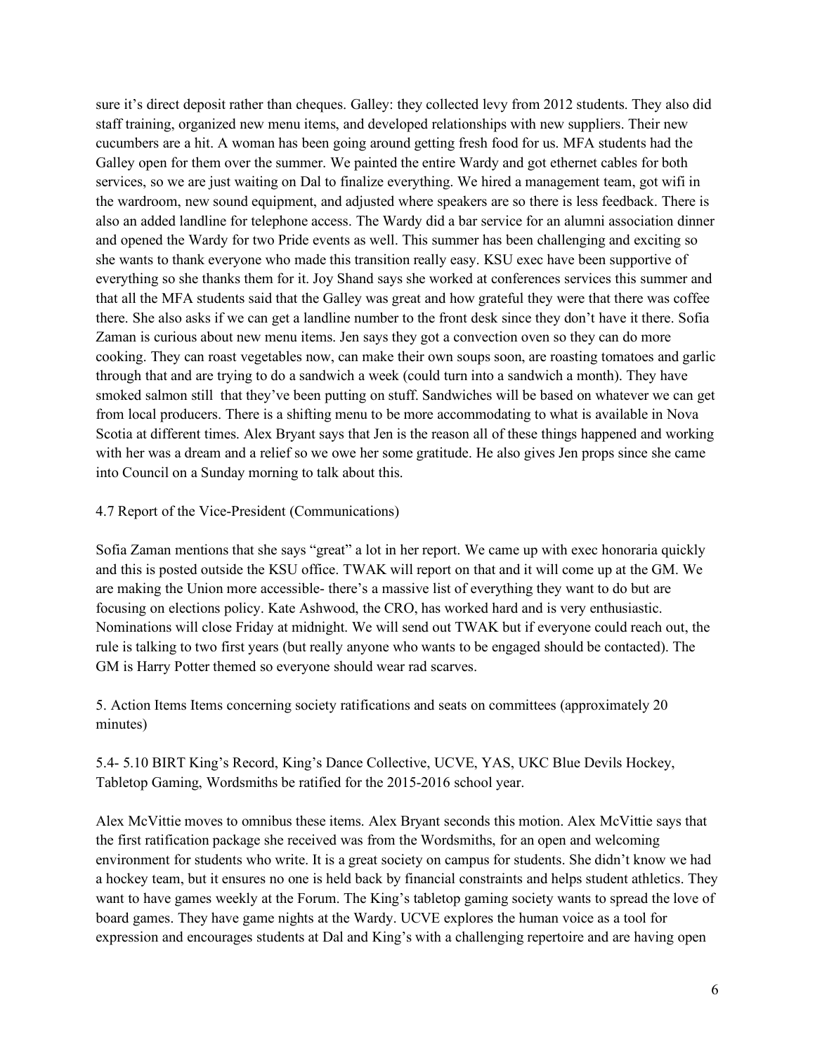sure it's direct deposit rather than cheques. Galley: they collected levy from 2012 students. They also did staff training, organized new menu items, and developed relationships with new suppliers. Their new cucumbers are a hit. A woman has been going around getting fresh food for us. MFA students had the Galley open for them over the summer. We painted the entire Wardy and got ethernet cables for both services, so we are just waiting on Dal to finalize everything. We hired a management team, got wifi in the wardroom, new sound equipment, and adjusted where speakers are so there is less feedback. There is also an added landline for telephone access. The Wardy did a bar service for an alumni association dinner and opened the Wardy for two Pride events as well. This summer has been challenging and exciting so she wants to thank everyone who made this transition really easy. KSU exec have been supportive of everything so she thanks them for it. Joy Shand says she worked at conferences services this summer and that all the MFA students said that the Galley was great and how grateful they were that there was coffee there. She also asks if we can get a landline number to the front desk since they don't have it there. Sofia Zaman is curious about new menu items. Jen says they got a convection oven so they can do more cooking. They can roast vegetables now, can make their own soups soon, are roasting tomatoes and garlic through that and are trying to do a sandwich a week (could turn into a sandwich a month). They have smoked salmon still that they've been putting on stuff. Sandwiches will be based on whatever we can get from local producers. There is a shifting menu to be more accommodating to what is available in Nova Scotia at different times. Alex Bryant says that Jen is the reason all of these things happened and working with her was a dream and a relief so we owe her some gratitude. He also gives Jen props since she came into Council on a Sunday morning to talk about this.

4.7 Report of the Vice-President (Communications)

Sofia Zaman mentions that she says "great" a lot in her report. We came up with exec honoraria quickly and this is posted outside the KSU office. TWAK will report on that and it will come up at the GM. We are making the Union more accessible- there's a massive list of everything they want to do but are focusing on elections policy. Kate Ashwood, the CRO, has worked hard and is very enthusiastic. Nominations will close Friday at midnight. We will send out TWAK but if everyone could reach out, the rule is talking to two first years (but really anyone who wants to be engaged should be contacted). The GM is Harry Potter themed so everyone should wear rad scarves.

5. Action Items Items concerning society ratifications and seats on committees (approximately 20 minutes)

5.4- 5.10 BIRT King's Record, King's Dance Collective, UCVE, YAS, UKC Blue Devils Hockey, Tabletop Gaming, Wordsmiths be ratified for the 2015-2016 school year.

Alex McVittie moves to omnibus these items. Alex Bryant seconds this motion. Alex McVittie says that the first ratification package she received was from the Wordsmiths, for an open and welcoming environment for students who write. It is a great society on campus for students. She didn't know we had a hockey team, but it ensures no one is held back by financial constraints and helps student athletics. They want to have games weekly at the Forum. The King's tabletop gaming society wants to spread the love of board games. They have game nights at the Wardy. UCVE explores the human voice as a tool for expression and encourages students at Dal and King's with a challenging repertoire and are having open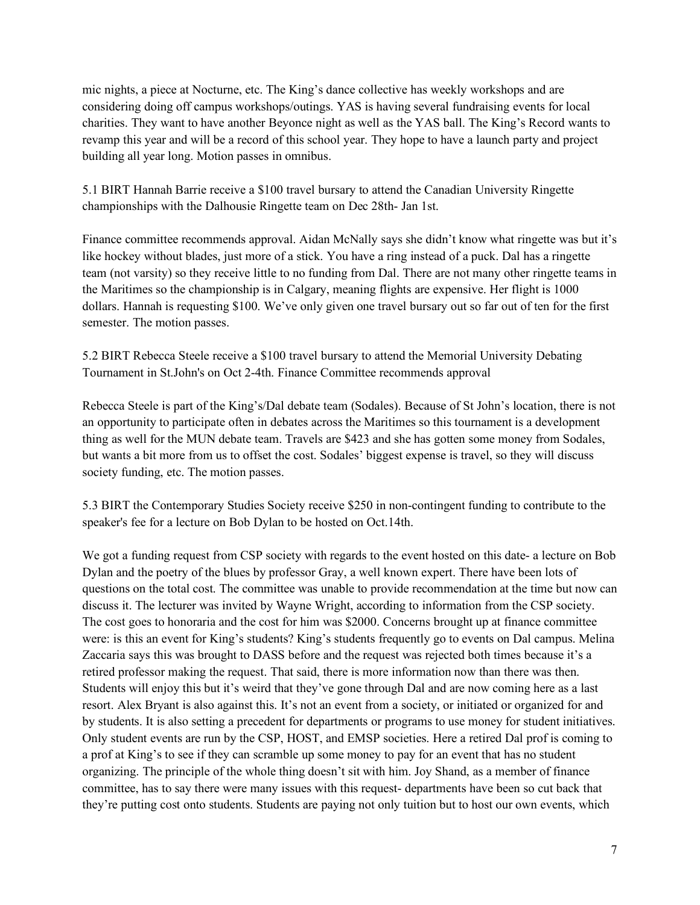mic nights, a piece at Nocturne, etc. The King's dance collective has weekly workshops and are considering doing off campus workshops/outings. YAS is having several fundraising events for local charities. They want to have another Beyonce night as well as the YAS ball. The King's Record wants to revamp this year and will be a record of this school year. They hope to have a launch party and project building all year long. Motion passes in omnibus.

5.1 BIRT Hannah Barrie receive a $100 travel bursary to attend the Canadian University Ringette championships with the Dalhousie Ringette team on Dec 28th- Jan 1st.

Finance committee recommends approval. Aidan McNally says she didn't know what ringette was but it's like hockey without blades, just more of a stick. You have a ring instead of a puck. Dal has a ringette team (not varsity) so they receive little to no funding from Dal. There are not many other ringette teams in the Maritimes so the championship is in Calgary, meaning flights are expensive. Her flight is 1000 dollars. Hannah is requesting $100. We've only given one travel bursary out so far out of ten for the first semester. The motion passes.

5.2 BIRT Rebecca Steele receive a $100 travel bursary to attend the Memorial University Debating Tournament in St.John's on Oct 2-4th. Finance Committee recommends approval

Rebecca Steele is part of the King's/Dal debate team (Sodales). Because of St John's location, there is not an opportunity to participate often in debates across the Maritimes so this tournament is a development thing as well for the MUN debate team. Travels are $423 and she has gotten some money from Sodales, but wants a bit more from us to offset the cost. Sodales' biggest expense is travel, so they will discuss society funding, etc. The motion passes.

5.3 BIRT the Contemporary Studies Society receive $250 in non-contingent funding to contribute to the speaker's fee for a lecture on Bob Dylan to be hosted on Oct.14th.

We got a funding request from CSP society with regards to the event hosted on this date- a lecture on Bob Dylan and the poetry of the blues by professor Gray, a well known expert. There have been lots of questions on the total cost. The committee was unable to provide recommendation at the time but now can discuss it. The lecturer was invited by Wayne Wright, according to information from the CSP society. The cost goes to honoraria and the cost for him was $2000. Concerns brought up at finance committee were: is this an event for King's students? King's students frequently go to events on Dal campus. Melina Zaccaria says this was brought to DASS before and the request was rejected both times because it's a retired professor making the request. That said, there is more information now than there was then. Students will enjoy this but it's weird that they've gone through Dal and are now coming here as a last resort. Alex Bryant is also against this. It's not an event from a society, or initiated or organized for and by students. It is also setting a precedent for departments or programs to use money for student initiatives. Only student events are run by the CSP, HOST, and EMSP societies. Here a retired Dal prof is coming to a prof at King's to see if they can scramble up some money to pay for an event that has no student organizing. The principle of the whole thing doesn't sit with him. Joy Shand, as a member of finance committee, has to say there were many issues with this request- departments have been so cut back that they're putting cost onto students. Students are paying not only tuition but to host our own events, which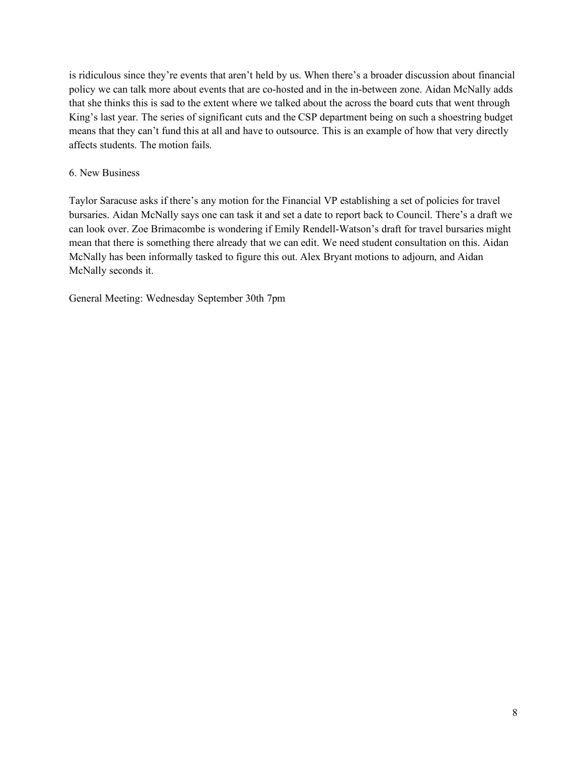is ridiculous since they're events that aren't held by us. When there's a broader discussion about financial policy we can talk more about events that are co-hosted and in the in-between zone. Aidan McNally adds that she thinks this is sad to the extent where we talked about the across the board cuts that went through King's last year. The series of significant cuts and the CSP department being on such a shoestring budget means that they can't fund this at all and have to outsource. This is an example of how that very directly affects students. The motion fails.

## 6. New Business

Taylor Saracuse asks if there's any motion for the Financial VP establishing a set of policies for travel bursaries. Aidan McNally says one can task it and set a date to report back to Council. There's a draft we can look over. Zoe Brimacombe is wondering if Emily Rendell-Watson's draft for travel bursaries might mean that there is something there already that we can edit. We need student consultation on this. Aidan McNally has been informally tasked to figure this out. Alex Bryant motions to adjourn, and Aidan McNally seconds it.

General Meeting: Wednesday September 30th 7pm